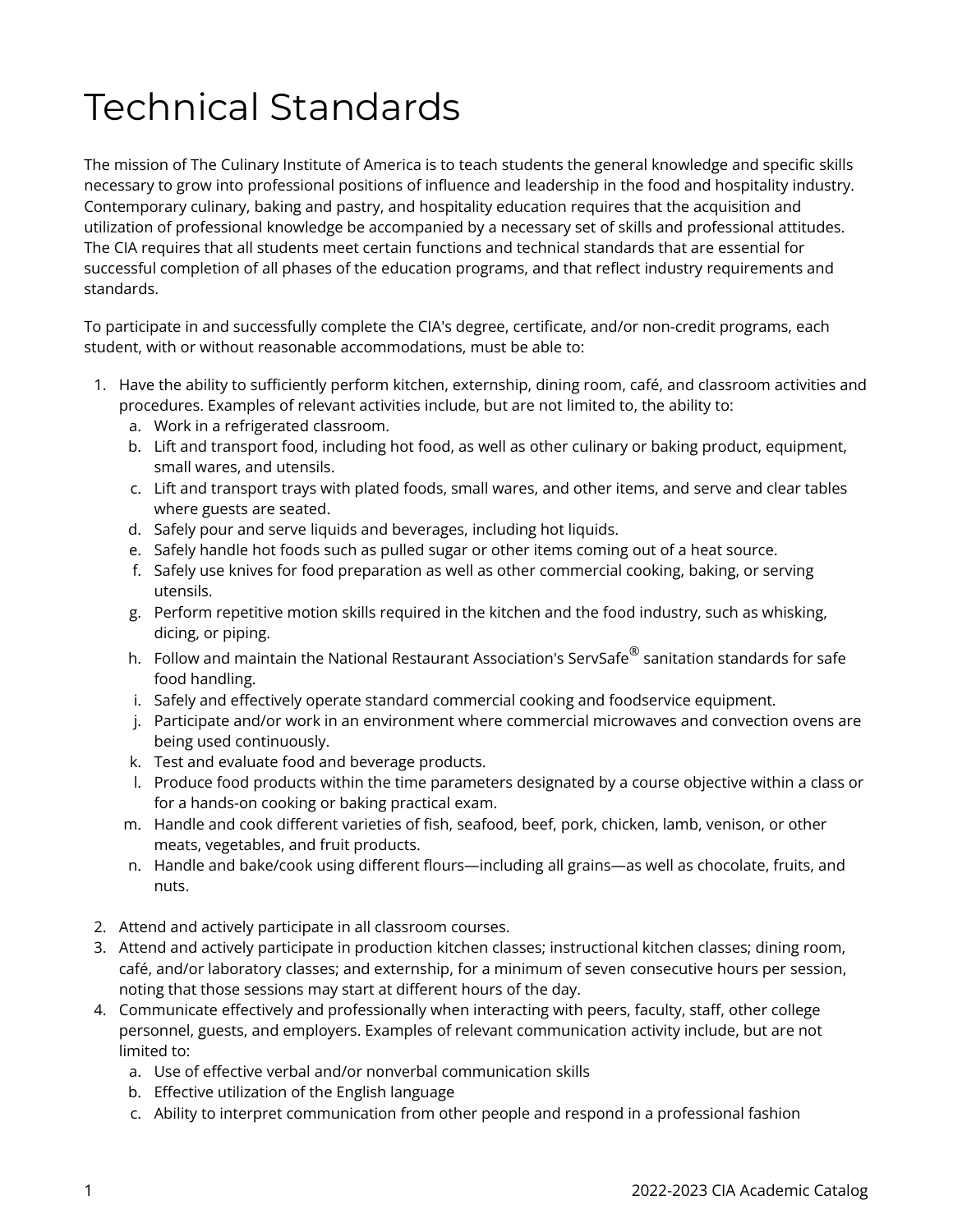# Technical Standards

The mission of The Culinary Institute of America is to teach students the general knowledge and specific skills necessary to grow into professional positions of influence and leadership in the food and hospitality industry. Contemporary culinary, baking and pastry, and hospitality education requires that the acquisition and utilization of professional knowledge be accompanied by a necessary set of skills and professional attitudes. The CIA requires that all students meet certain functions and technical standards that are essential for successful completion of all phases of the education programs, and that reflect industry requirements and standards.

To participate in and successfully complete the CIA's degree, certificate, and/or non-credit programs, each student, with or without reasonable accommodations, must be able to:

1. Have the ability to sufficiently perform kitchen, externship, dining room, café, and classroom activities and procedures. Examples of relevant activities include, but are not limited to, the ability to:
    a. Work in a refrigerated classroom.
    b. Lift and transport food, including hot food, as well as other culinary or baking product, equipment, small wares, and utensils.
    c. Lift and transport trays with plated foods, small wares, and other items, and serve and clear tables where guests are seated.
    d. Safely pour and serve liquids and beverages, including hot liquids.
    e. Safely handle hot foods such as pulled sugar or other items coming out of a heat source.
    f. Safely use knives for food preparation as well as other commercial cooking, baking, or serving utensils.
    g. Perform repetitive motion skills required in the kitchen and the food industry, such as whisking, dicing, or piping.
    h. Follow and maintain the National Restaurant Association's ServSafe® sanitation standards for safe food handling.
    i. Safely and effectively operate standard commercial cooking and foodservice equipment.
    j. Participate and/or work in an environment where commercial microwaves and convection ovens are being used continuously.
    k. Test and evaluate food and beverage products.
    l. Produce food products within the time parameters designated by a course objective within a class or for a hands-on cooking or baking practical exam.
    m. Handle and cook different varieties of fish, seafood, beef, pork, chicken, lamb, venison, or other meats, vegetables, and fruit products.
    n. Handle and bake/cook using different flours—including all grains—as well as chocolate, fruits, and nuts.
2. Attend and actively participate in all classroom courses.
3. Attend and actively participate in production kitchen classes; instructional kitchen classes; dining room, café, and/or laboratory classes; and externship, for a minimum of seven consecutive hours per session, noting that those sessions may start at different hours of the day.
4. Communicate effectively and professionally when interacting with peers, faculty, staff, other college personnel, guests, and employers. Examples of relevant communication activity include, but are not limited to:
    a. Use of effective verbal and/or nonverbal communication skills
    b. Effective utilization of the English language
    c. Ability to interpret communication from other people and respond in a professional fashion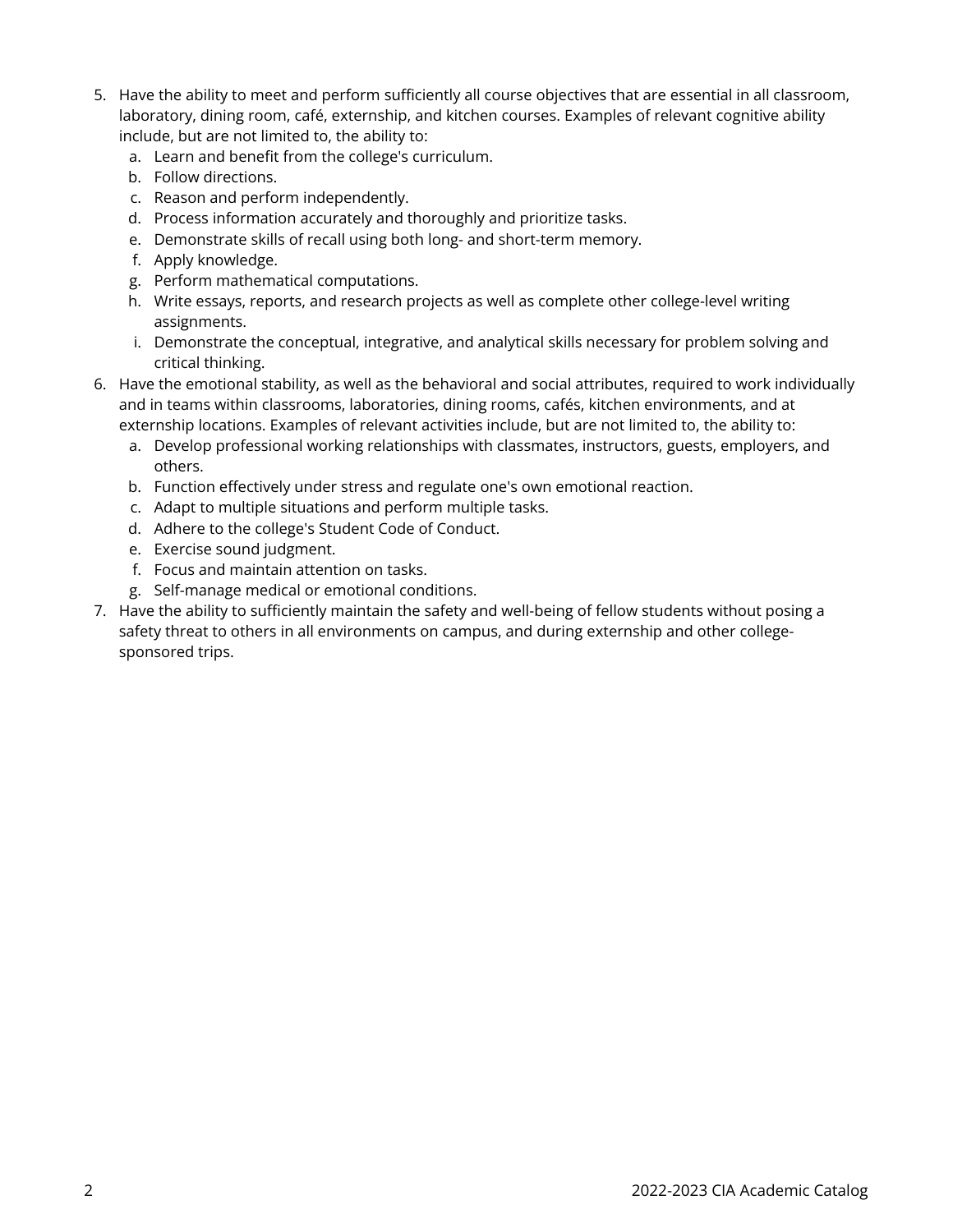5. Have the ability to meet and perform sufficiently all course objectives that are essential in all classroom, laboratory, dining room, café, externship, and kitchen courses. Examples of relevant cognitive ability include, but are not limited to, the ability to:
   a. Learn and benefit from the college's curriculum.
   b. Follow directions.
   c. Reason and perform independently.
   d. Process information accurately and thoroughly and prioritize tasks.
   e. Demonstrate skills of recall using both long- and short-term memory.
   f. Apply knowledge.
   g. Perform mathematical computations.
   h. Write essays, reports, and research projects as well as complete other college-level writing assignments.
   i. Demonstrate the conceptual, integrative, and analytical skills necessary for problem solving and critical thinking.
6. Have the emotional stability, as well as the behavioral and social attributes, required to work individually and in teams within classrooms, laboratories, dining rooms, cafés, kitchen environments, and at externship locations. Examples of relevant activities include, but are not limited to, the ability to:
   a. Develop professional working relationships with classmates, instructors, guests, employers, and others.
   b. Function effectively under stress and regulate one's own emotional reaction.
   c. Adapt to multiple situations and perform multiple tasks.
   d. Adhere to the college's Student Code of Conduct.
   e. Exercise sound judgment.
   f. Focus and maintain attention on tasks.
   g. Self-manage medical or emotional conditions.
7. Have the ability to sufficiently maintain the safety and well-being of fellow students without posing a safety threat to others in all environments on campus, and during externship and other college-sponsored trips.